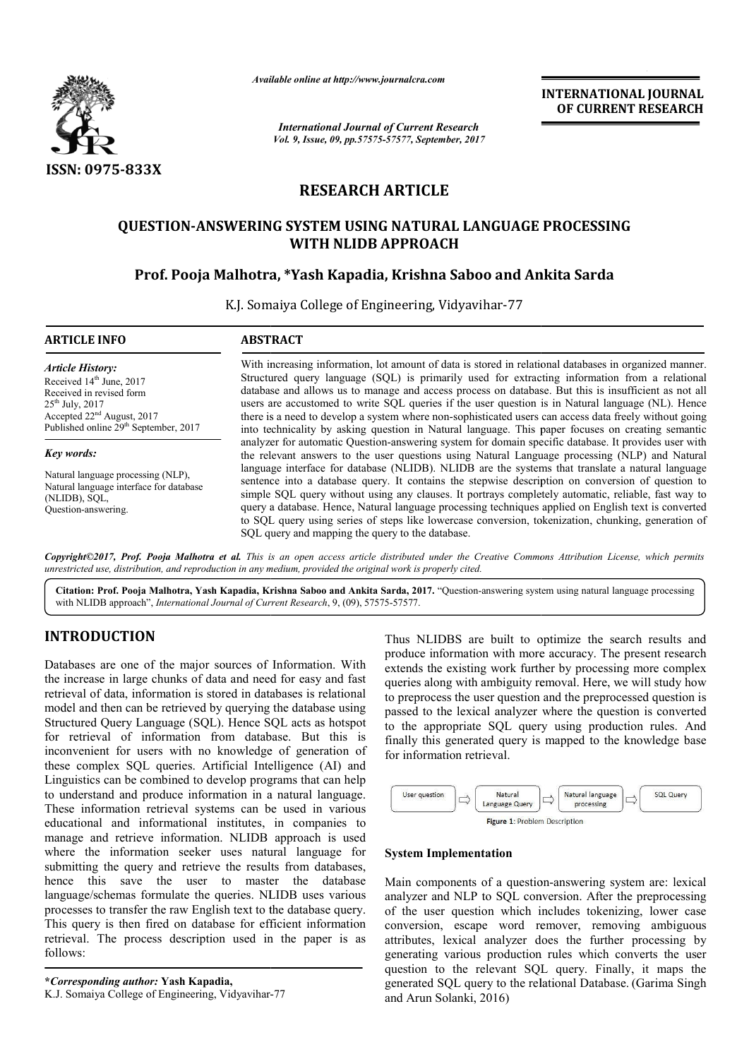# RESEARCH ARTICLE

## QUESTION-ANSWERING SYSTEM USING NATURAL LANGUAGE PROCESSING WITH NLIDB APPROACH

**Prof. Pooja Malhotra, \*Yash Kapadia, Krishna Saboo and Ankita Sarda**

K.J. Somaiya College of Engineering, Vidyavihar-77

### ARTICLE INFO

*Article History:*

Received 14th June, 2017
Received in revised form 25th July, 2017
Accepted 22nd August, 2017
Published online 29th September, 2017

*Key words:*

Natural language processing (NLP), Natural language interface for database (NLIDB), SQL, Question-answering.

### ABSTRACT

With increasing information, lot amount of data is stored in relational databases in organized manner. Structured query language (SQL) is primarily used for extracting information from a relational database and allows us to manage and access process on database. But this is insufficient as not all users are accustomed to write SQL queries if the user question is in Natural language (NL). Hence there is a need to develop a system where non-sophisticated users can access data freely without going into technicality by asking question in Natural language. This paper focuses on creating semantic analyzer for automatic Question-answering system for domain specific database. It provides user with the relevant answers to the user questions using Natural Language processing (NLP) and Natural language interface for database (NLIDB). NLIDB are the systems that translate a natural language sentence into a database query. It contains the stepwise description on conversion of question to simple SQL query without using any clauses. It portrays completely automatic, reliable, fast way to query a database. Hence, Natural language processing techniques applied on English text is converted to SQL query using series of steps like lowercase conversion, tokenization, chunking, generation of SQL query and mapping the query to the database.

*Copyright©2017, Prof. Pooja Malhotra et al. This is an open access article distributed under the Creative Commons Attribution License, which permits unrestricted use, distribution, and reproduction in any medium, provided the original work is properly cited.*

**Citation: Prof. Pooja Malhotra, Yash Kapadia, Krishna Saboo and Ankita Sarda, 2017.** "Question-answering system using natural language processing with NLIDB approach", *International Journal of Current Research*, 9, (09), 57575-57577.

## INTRODUCTION

Databases are one of the major sources of Information. With the increase in large chunks of data and need for easy and fast retrieval of data, information is stored in databases is relational model and then can be retrieved by querying the database using Structured Query Language (SQL). Hence SQL acts as hotspot for retrieval of information from database. But this is inconvenient for users with no knowledge of generation of these complex SQL queries. Artificial Intelligence (AI) and Linguistics can be combined to develop programs that can help to understand and produce information in a natural language. These information retrieval systems can be used in various educational and informational institutes, in companies to manage and retrieve information. NLIDB approach is used where the information seeker uses natural language for submitting the query and retrieve the results from databases, hence this save the user to master the database language/schemas formulate the queries. NLIDB uses various processes to transfer the raw English text to the database query. This query is then fired on database for efficient information retrieval. The process description used in the paper is as follows:

Thus NLIDBS are built to optimize the search results and produce information with more accuracy. The present research extends the existing work further by processing more complex queries along with ambiguity removal. Here, we will study how to preprocess the user question and the preprocessed question is passed to the lexical analyzer where the question is converted to the appropriate SQL query using production rules. And finally this generated query is mapped to the knowledge base for information retrieval.

User question ⇨ Natural Language Query ⇨ Natural language processing ⇨ SQL Query

**Figure 1**: Problem Description

### System Implementation

Main components of a question-answering system are: lexical analyzer and NLP to SQL conversion. After the preprocessing of the user question which includes tokenizing, lower case conversion, escape word remover, removing ambiguous attributes, lexical analyzer does the further processing by generating various production rules which converts the user question to the relevant SQL query. Finally, it maps the generated SQL query to the relational Database. (Garima Singh and Arun Solanki, 2016)

---

**\*Corresponding author: Yash Kapadia,**
K.J. Somaiya College of Engineering, Vidyavihar-77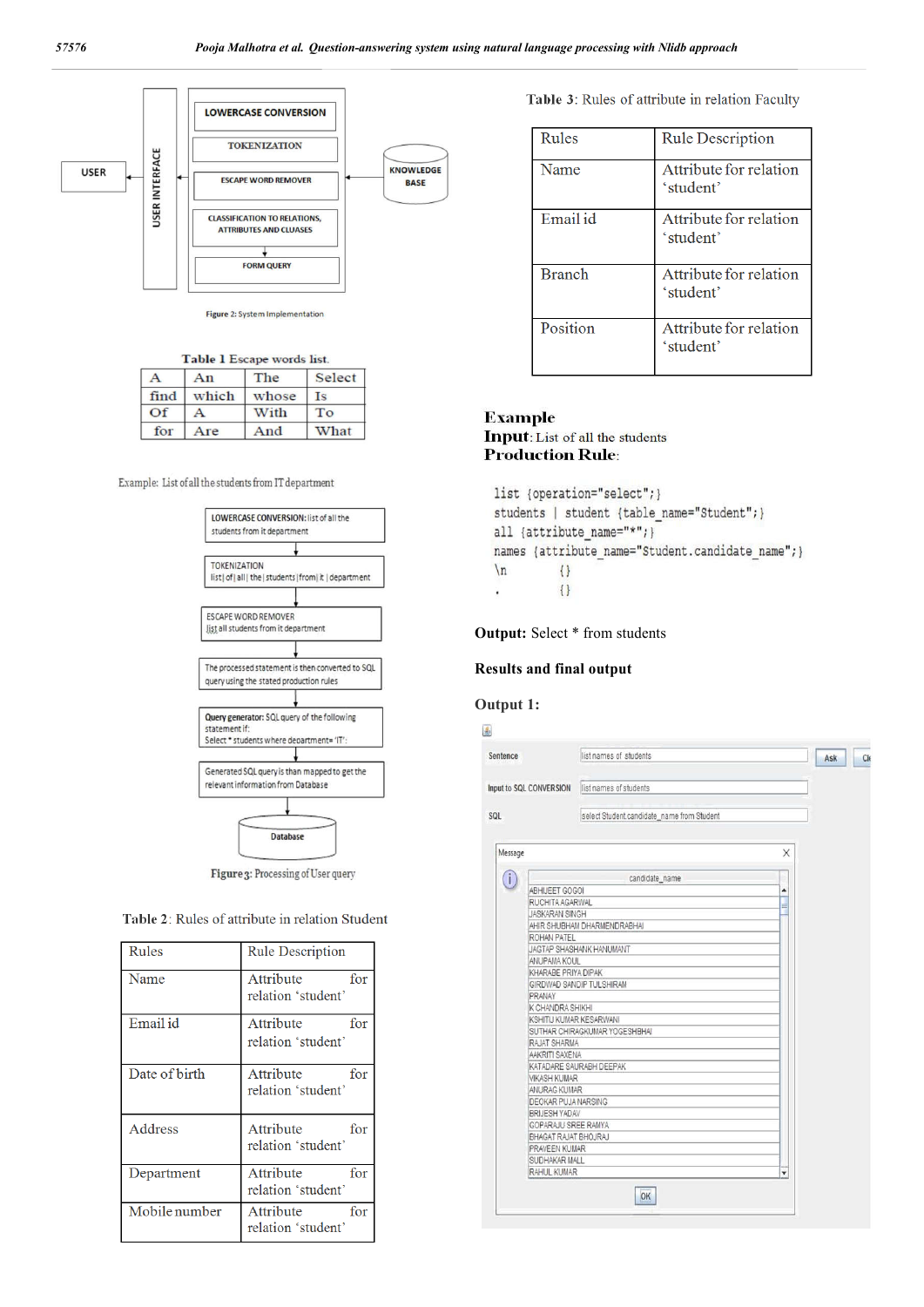Figure 2: System Implementation

**Table 1** Escape words list.

| A | An | The | Select |
|---|---|---|---|
| find | which | whose | Is |
| Of | A | With | To |
| for | Are | And | What |

Example: List of all the students from IT department

Figure3: Processing of User query

**Table 2**: Rules of attribute in relation Student

| Rules | Rule Description |
|---|---|
| Name | Attribute for relation 'student' |
| Email id | Attribute for relation 'student' |
| Date of birth | Attribute for relation 'student' |
| Address | Attribute for relation 'student' |
| Department | Attribute for relation 'student' |
| Mobile number | Attribute for relation 'student' |

**Table 3**: Rules of attribute in relation Faculty

| Rules | Rule Description |
|---|---|
| Name | Attribute for relation 'student' |
| Email id | Attribute for relation 'student' |
| Branch | Attribute for relation 'student' |
| Position | Attribute for relation 'student' |

**Example**

**Input**: List of all the students

**Production Rule**:

```
list {operation="select";}
students | student {table_name="Student";}
all {attribute_name="*";}
names {attribute_name="Student.candidate_name";}
\n        {}
.         {}
```

**Output:** Select * from students

**Results and final output**

**Output 1:**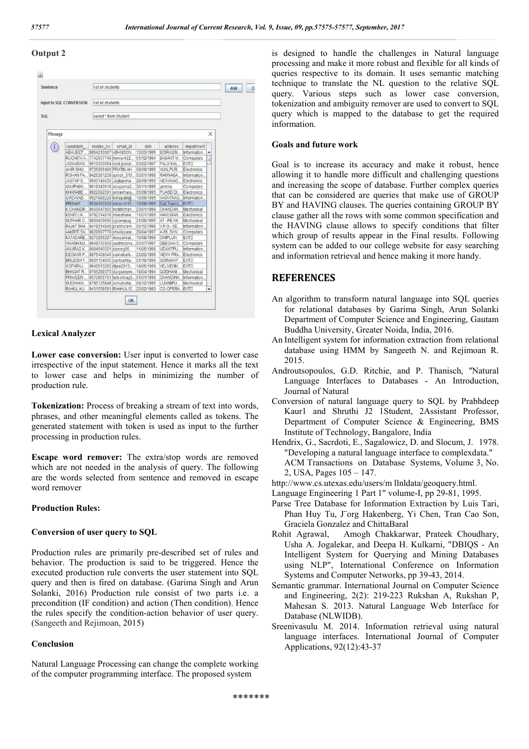## Output 2

| | | |
|---|---|---|
| Sentence | list all students | Ask |
| Input to SQL CONVERSION | list all students | |
| SQL | select * from Student | |

Message

| candidate_ | mobile_no | email_id | dob | address | department |
|---|---|---|---|---|---|
| ABHIJEET ... | 9854210067 | ABHI93ON... | 13/03/1995 | BOIRAGIM... | Information... |
| RUCHITA A... | 7742557746 | liwnisr432... | 01/12/1994 | BASANT VI... | Computers |
| JASKARAN... | 9919360684 | cool.jaskar... | 03/02/1997 | PALIA KAL... | EXTC |
| AHIR SHU... | 9725856480 | PRATIK.AH... | 08/09/1995 | VIJALPUR ... | Electronics |
| ROHAN PA... | 9426381258 | ashok_515... | 05/01/1996 | RAMNAGA... | Information... |
| JAGTAP S... | 9860145626 | Jagtapsha... | 28/09/1995 | VIDYANAG... | Electronics |
| ANUPAMA ... | 9018340916 | anupama2... | 30/11/1995 | jammu | Computers |
| KHARABE ... | 9922092091 | akkiekhara... | 05/09/1995 | PUASD DI... | Electronics |
| GIRDWAD ... | 9527888220 | tkdepatil@... | 10/06/1995 | VASNTNAG... | Information... |
| PRANAY | 9504303320 | rohan.hi15... | 15/08/1995 | Sail Towns... | EXTC |
| K CHANDR... | 9666647965 | kodetichan... | 23/01/1995 | CHANDAN... | Mechanical |
| KSHITIJ K... | 9792314816 | mkeshanw... | 11/01/1995 | HANUMAN... | Electronics |
| SUTHAR C... | 9909459696 | cgcompug... | 21/06/1995 | AT - PILVAI ... | Mechanical |
| RAJAT SHA... | 9418214940 | prabhuram... | 06/12/1996 | V.P.O.- SE... | Information... |
| AAKRITI SA... | 9829667779 | shaillysaxe... | 29/04/1997 | A-66, SHIV ... | Computers |
| KATADARE... | 9270265297 | deepakkat... | 10/08/1995 | CHIPLUN | EXTC |
| VIKASH KU... | 8948700309 | youthbooks... | 05/07/1997 | DEEGHA C... | Computers |
| ANURAG K... | 8084540321 | absreg90... | 11/05/1996 | UDANTPU... | Information... |
| DEOKAR P... | 8975408040 | sainetcafe... | 23/02/1995 | VIDYA PRA... | Electronics |
| BRIJESH Y... | 8601154005 | santoshku... | 01/10/1996 | GORAKHP... | EXTC |
| GOPARAJ... | 9849513282 | iitjee2013... | 14/05/1996 | VELIVENN... | EXTC |
| BHAGAT R... | 9766288373 | durgaexpre... | 19/04/1994 | GODHANI ... | Mechanical |
| PRAVEEN ... | 9570905761 | lalit.chirag5... | 01/01/1996 | CHANDINA... | Information... |
| SUDHAKA... | 8795125848 | ashutoshp... | 08/12/1995 | LUXMIPU... | Mechanical |
| RAHUL KU... | 9431558591 | RAAHUL12... | 22/02/1993 | CO-OPERA... | EXTC |

OK

### Lexical Analyzer

**Lower case conversion:** User input is converted to lower case irrespective of the input statement. Hence it marks all the text to lower case and helps in minimizing the number of production rule.

**Tokenization:** Process of breaking a stream of text into words, phrases, and other meaningful elements called as tokens. The generated statement with token is used as input to the further processing in production rules.

**Escape word remover:** The extra/stop words are removed which are not needed in the analysis of query. The following are the words selected from sentence and removed in escape word remover

### Production Rules:

### Conversion of user query to SQL

Production rules are primarily pre-described set of rules and behavior. The production is said to be triggered. Hence the executed production rule converts the user statement into SQL query and then is fired on database. (Garima Singh and Arun Solanki, 2016) Production rule consist of two parts i.e. a precondition (IF condition) and action (Then condition). Hence the rules specify the condition-action behavior of user query. (Sangeeth and Rejimoan, 2015)

### Conclusion

Natural Language Processing can change the complete working of the computer programming interface. The proposed system is designed to handle the challenges in Natural language processing and make it more robust and flexible for all kinds of queries respective to its domain. It uses semantic matching technique to translate the NL question to the relative SQL query. Various steps such as lower case conversion, tokenization and ambiguity remover are used to convert to SQL query which is mapped to the database to get the required information.

### Goals and future work

Goal is to increase its accuracy and make it robust, hence allowing it to handle more difficult and challenging questions and increasing the scope of database. Further complex queries that can be considered are queries that make use of GROUP BY and HAVING clauses. The queries containing GROUP BY clause gather all the rows with some common specification and the HAVING clause allows to specify conditions that filter which group of results appear in the Final results. Following system can be added to our college website for easy searching and information retrieval and hence making it more handy.

## REFERENCES

An algorithm to transform natural language into SQL queries for relational databases by Garima Singh, Arun Solanki Department of Computer Science and Engineering, Gautam Buddha University, Greater Noida, India, 2016.

An Intelligent system for information extraction from relational database using HMM by Sangeeth N. and Rejimoan R. 2015.

Androutsopoulos, G.D. Ritchie, and P. Thanisch, "Natural Language Interfaces to Databases - An Introduction, Journal of Natural

Conversion of natural language query to SQL by Prabhdeep Kaur1 and Shruthi J2 1Student, 2Assistant Professor, Department of Computer Science & Engineering, BMS Institute of Technology, Bangalore, India

Hendrix, G., Sacrdoti, E., Sagalowicz, D. and Slocum, J. 1978. "Developing a natural language interface to complexdata." ACM Transactions on Database Systems, Volume 3, No. 2, USA, Pages 105 – 147.

http://www.cs.utexas.edu/users/m llnldata/geoquery.html.

Language Engineering 1 Part 1" volume-I, pp 29-81, 1995.

Parse Tree Database for Information Extraction by Luis Tari, Phan Huy Tu, J¨org Hakenberg, Yi Chen, Tran Cao Son, Graciela Gonzalez and ChittaBaral

Rohit Agrawal, Amogh Chakkarwar, Prateek Choudhary, Usha A. Jogalekar, and Deepa H. Kulkarni, "DBIQS - An Intelligent System for Querying and Mining Databases using NLP", International Conference on Information Systems and Computer Networks, pp 39-43, 2014.

Semantic grammar. International Journal on Computer Science and Engineering, 2(2): 219-223 Rukshan A, Rukshan P, Mahesan S. 2013. Natural Language Web Interface for Database (NLWIDB).

Sreenivasulu M. 2014. Information retrieval using natural language interfaces. International Journal of Computer Applications, 92(12):43-37

\*\*\*\*\*\*\*